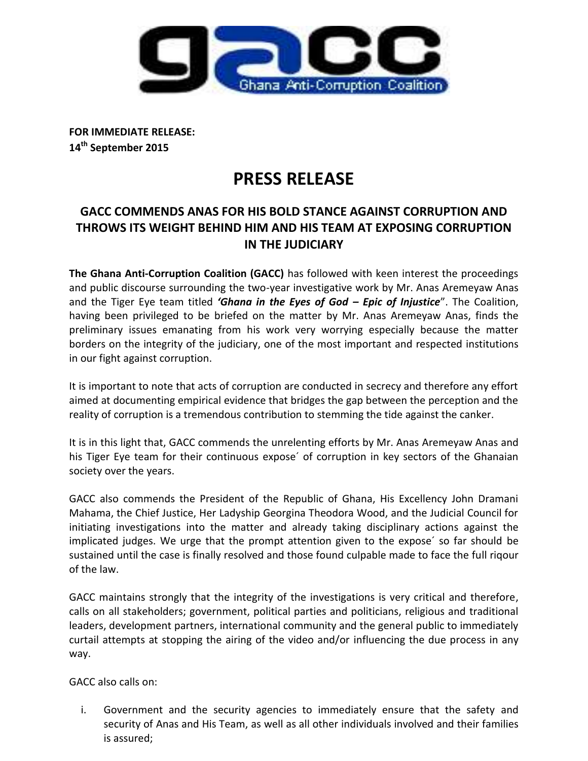Ghana Anti-Corruption Coalition

**FOR IMMEDIATE RELEASE:**
**14th September 2015**

# PRESS RELEASE

## GACC COMMENDS ANAS FOR HIS BOLD STANCE AGAINST CORRUPTION AND THROWS ITS WEIGHT BEHIND HIM AND HIS TEAM AT EXPOSING CORRUPTION IN THE JUDICIARY

**The Ghana Anti-Corruption Coalition (GACC)** has followed with keen interest the proceedings and public discourse surrounding the two-year investigative work by Mr. Anas Aremeyaw Anas and the Tiger Eye team titled ***'Ghana in the Eyes of God – Epic of Injustice***". The Coalition, having been privileged to be briefed on the matter by Mr. Anas Aremeyaw Anas, finds the preliminary issues emanating from his work very worrying especially because the matter borders on the integrity of the judiciary, one of the most important and respected institutions in our fight against corruption.

It is important to note that acts of corruption are conducted in secrecy and therefore any effort aimed at documenting empirical evidence that bridges the gap between the perception and the reality of corruption is a tremendous contribution to stemming the tide against the canker.

It is in this light that, GACC commends the unrelenting efforts by Mr. Anas Aremeyaw Anas and his Tiger Eye team for their continuous expose´ of corruption in key sectors of the Ghanaian society over the years.

GACC also commends the President of the Republic of Ghana, His Excellency John Dramani Mahama, the Chief Justice, Her Ladyship Georgina Theodora Wood, and the Judicial Council for initiating investigations into the matter and already taking disciplinary actions against the implicated judges. We urge that the prompt attention given to the expose´ so far should be sustained until the case is finally resolved and those found culpable made to face the full riqour of the law.

GACC maintains strongly that the integrity of the investigations is very critical and therefore, calls on all stakeholders; government, political parties and politicians, religious and traditional leaders, development partners, international community and the general public to immediately curtail attempts at stopping the airing of the video and/or influencing the due process in any way.

GACC also calls on:

i. Government and the security agencies to immediately ensure that the safety and security of Anas and His Team, as well as all other individuals involved and their families is assured;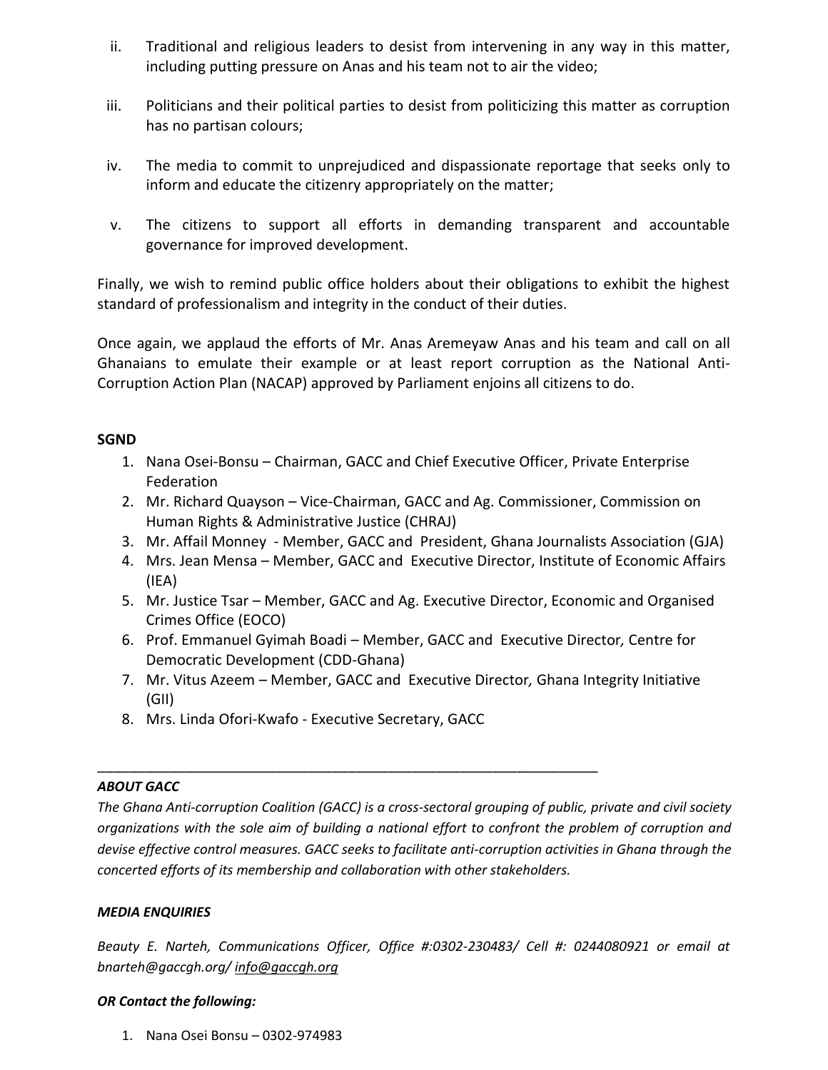ii. Traditional and religious leaders to desist from intervening in any way in this matter, including putting pressure on Anas and his team not to air the video;

iii. Politicians and their political parties to desist from politicizing this matter as corruption has no partisan colours;

iv. The media to commit to unprejudiced and dispassionate reportage that seeks only to inform and educate the citizenry appropriately on the matter;

v. The citizens to support all efforts in demanding transparent and accountable governance for improved development.

Finally, we wish to remind public office holders about their obligations to exhibit the highest standard of professionalism and integrity in the conduct of their duties.

Once again, we applaud the efforts of Mr. Anas Aremeyaw Anas and his team and call on all Ghanaians to emulate their example or at least report corruption as the National Anti-Corruption Action Plan (NACAP) approved by Parliament enjoins all citizens to do.

**SGND**

1. Nana Osei-Bonsu – Chairman, GACC and Chief Executive Officer, Private Enterprise Federation
2. Mr. Richard Quayson – Vice-Chairman, GACC and Ag. Commissioner, Commission on Human Rights & Administrative Justice (CHRAJ)
3. Mr. Affail Monney - Member, GACC and President, Ghana Journalists Association (GJA)
4. Mrs. Jean Mensa – Member, GACC and Executive Director, Institute of Economic Affairs (IEA)
5. Mr. Justice Tsar – Member, GACC and Ag. Executive Director, Economic and Organised Crimes Office (EOCO)
6. Prof. Emmanuel Gyimah Boadi – Member, GACC and Executive Director*,* Centre for Democratic Development (CDD-Ghana)
7. Mr. Vitus Azeem – Member, GACC and Executive Director*,* Ghana Integrity Initiative (GII)
8. Mrs. Linda Ofori-Kwafo - Executive Secretary, GACC

---

***ABOUT GACC***

*The Ghana Anti-corruption Coalition (GACC) is a cross-sectoral grouping of public, private and civil society organizations with the sole aim of building a national effort to confront the problem of corruption and devise effective control measures. GACC seeks to facilitate anti-corruption activities in Ghana through the concerted efforts of its membership and collaboration with other stakeholders.*

***MEDIA ENQUIRIES***

*Beauty E. Narteh, Communications Officer, Office #:0302-230483/ Cell #: 0244080921 or email at bnarteh@gaccgh.org/ info@gaccgh.org*

***OR Contact the following:***

1. Nana Osei Bonsu – 0302-974983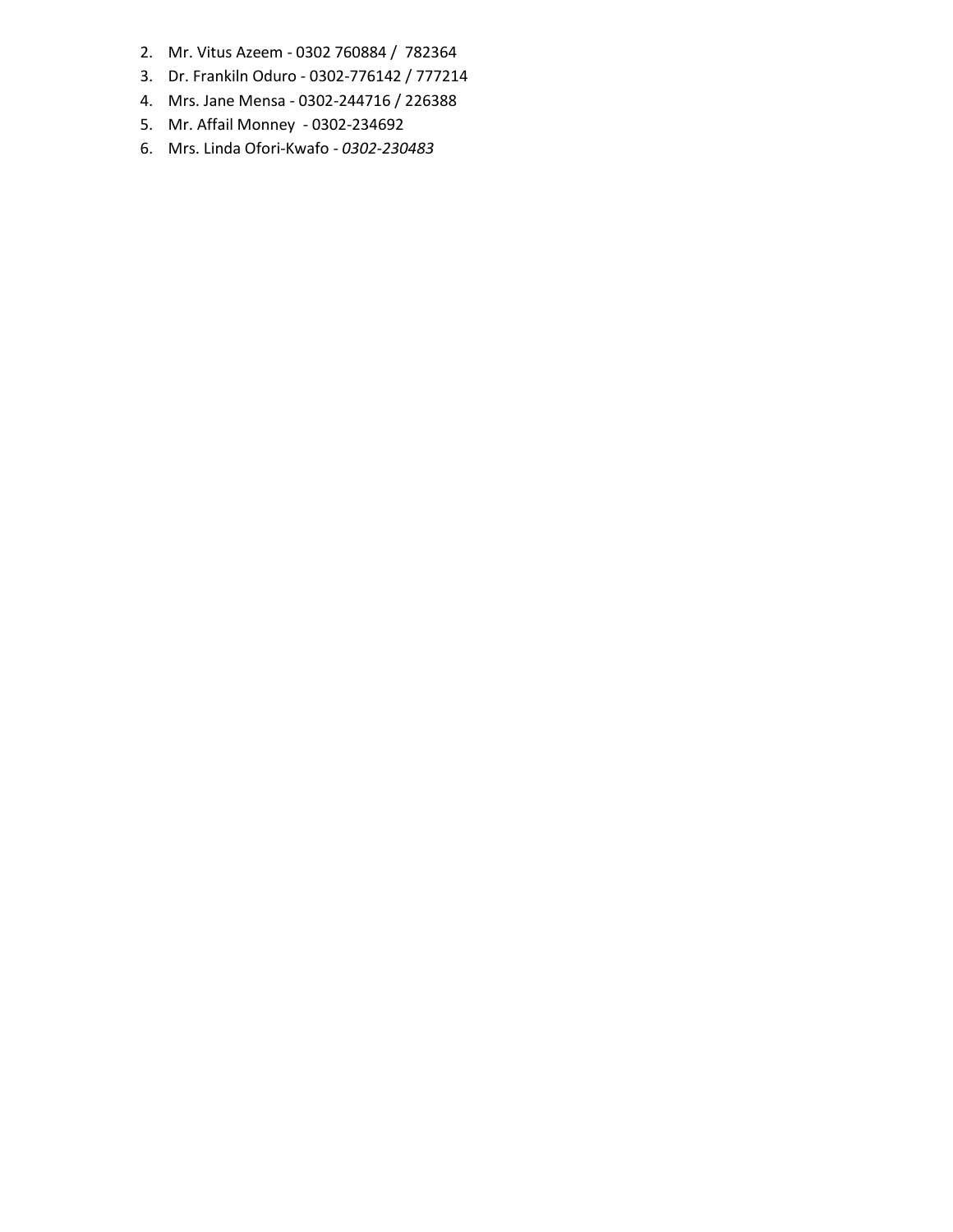2. Mr. Vitus Azeem - 0302 760884 / 782364
3. Dr. Frankiln Oduro - 0302-776142 / 777214
4. Mrs. Jane Mensa - 0302-244716 / 226388
5. Mr. Affail Monney - 0302-234692
6. Mrs. Linda Ofori-Kwafo - *0302-230483*